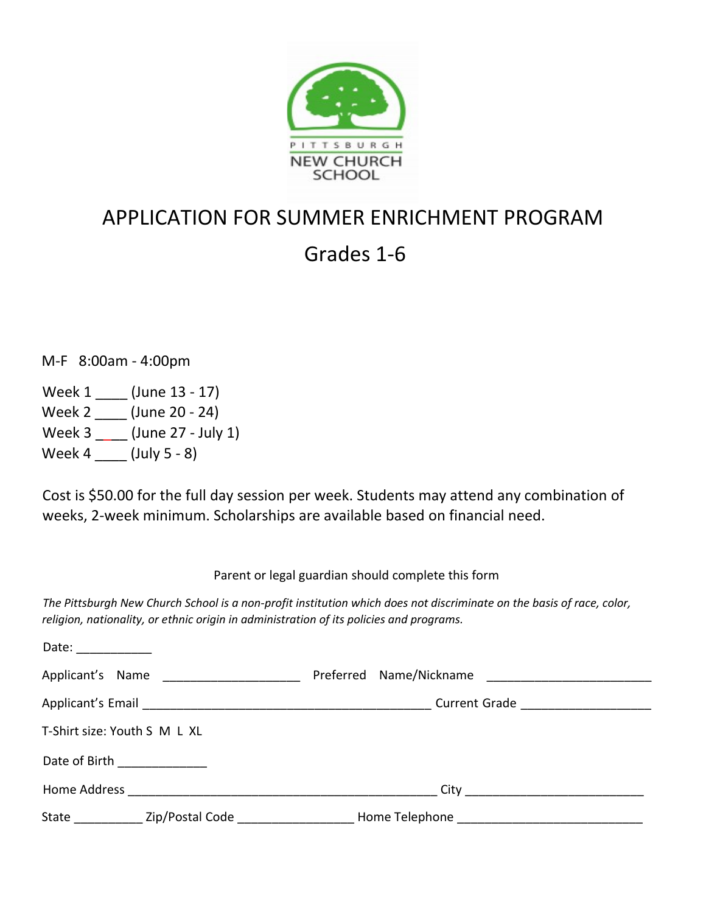PITTSBURGH NEW CHURCH SCHOOL

# APPLICATION FOR SUMMER ENRICHMENT PROGRAM

## Grades 1-6

M-F 8:00am - 4:00pm

Week 1 ____ (June 13 - 17)
Week 2 ____ (June 20 - 24)
Week 3 ____ (June 27 - July 1)
Week 4 ____ (July 5 - 8)

Cost is $50.00 for the full day session per week. Students may attend any combination of weeks, 2-week minimum. Scholarships are available based on financial need.

Parent or legal guardian should complete this form

*The Pittsburgh New Church School is a non-profit institution which does not discriminate on the basis of race, color, religion, nationality, or ethnic origin in administration of its policies and programs.*

Date: ___________

Applicant's Name ____________________ Preferred Name/Nickname ________________________

Applicant's Email ___________________________________________ Current Grade __________________

T-Shirt size: Youth S M L XL

Date of Birth _____________

Home Address ______________________________________________ City __________________________

State __________ Zip/Postal Code _________________ Home Telephone ___________________________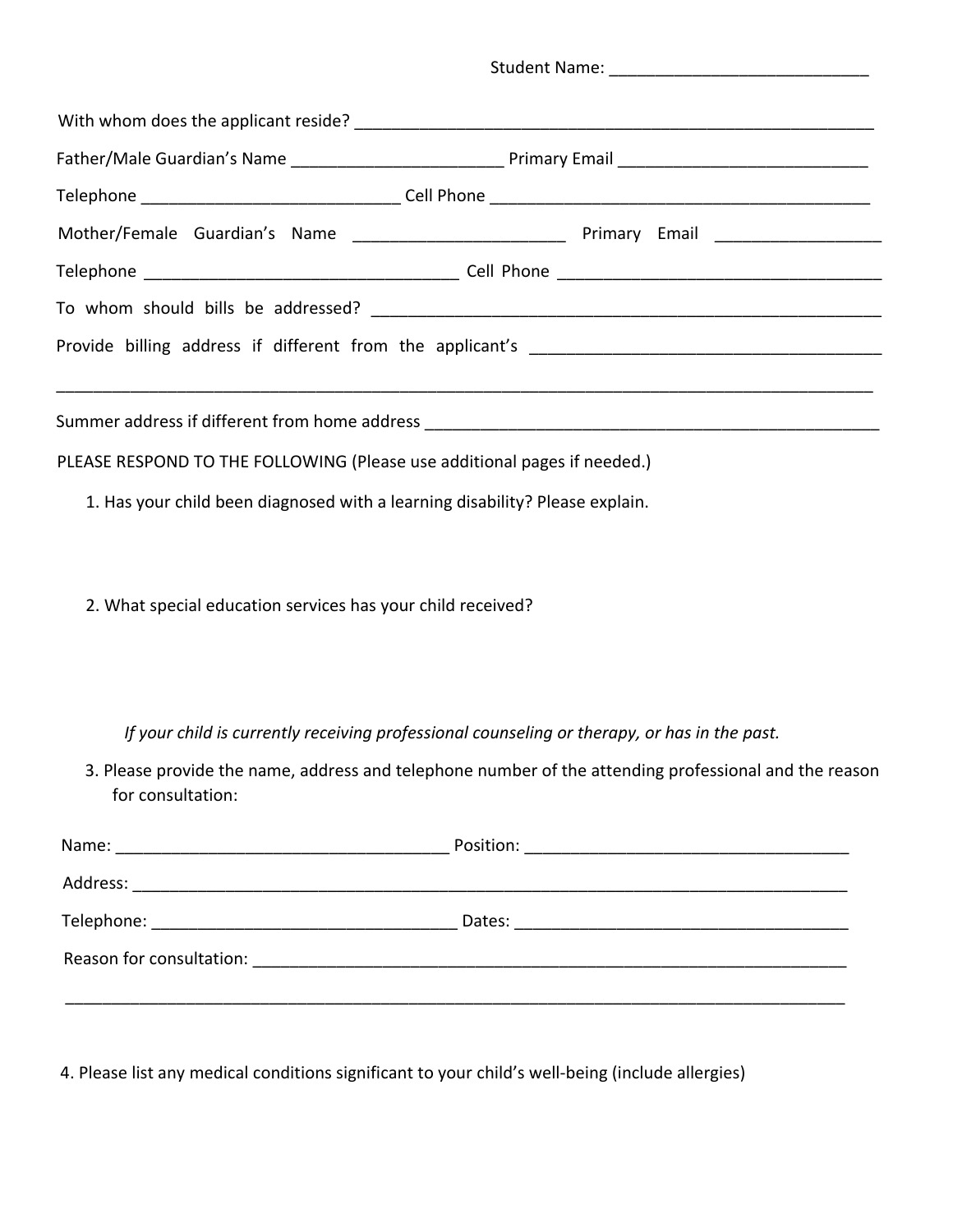Student Name: ______________________________

With whom does the applicant reside? ____________________________________________________________

Father/Male Guardian's Name ________________________ Primary Email ____________________________

Telephone ____________________________ Cell Phone ___________________________________________

Mother/Female Guardian's Name _______________________ Primary Email __________________

Telephone ___________________________________ Cell Phone ____________________________________

To whom should bills be addressed? ___________________________________________________________

Provide billing address if different from the applicant's ______________________________________

_____________________________________________________________________________________________

Summer address if different from home address ____________________________________________________

PLEASE RESPOND TO THE FOLLOWING (Please use additional pages if needed.)

1. Has your child been diagnosed with a learning disability? Please explain.

2. What special education services has your child received?

*If your child is currently receiving professional counseling or therapy, or has in the past.*

3. Please provide the name, address and telephone number of the attending professional and the reason for consultation:

Name: _____________________________________ Position: ____________________________________

Address: _____________________________________________________________________________________

Telephone: __________________________________ Dates: _____________________________________

Reason for consultation: ______________________________________________________________________

_____________________________________________________________________________________________

4. Please list any medical conditions significant to your child's well-being (include allergies)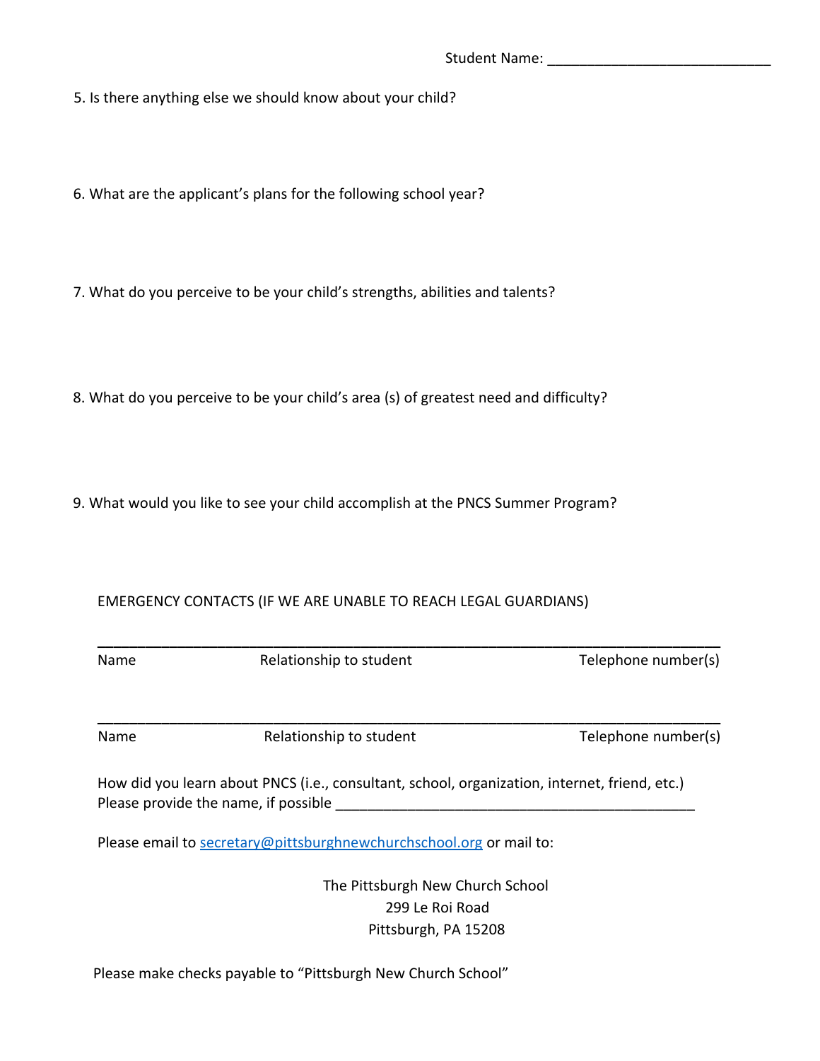Student Name: ____________________________

5. Is there anything else we should know about your child?

6. What are the applicant's plans for the following school year?

7. What do you perceive to be your child's strengths, abilities and talents?

8. What do you perceive to be your child's area (s) of greatest need and difficulty?

9. What would you like to see your child accomplish at the PNCS Summer Program?

EMERGENCY CONTACTS (IF WE ARE UNABLE TO REACH LEGAL GUARDIANS)

_______________________________________________________________________________

Name Relationship to student Telephone number(s)

_______________________________________________________________________________

Name Relationship to student Telephone number(s)

How did you learn about PNCS (i.e., consultant, school, organization, internet, friend, etc.)
Please provide the name, if possible ____________________________________________

Please email to secretary@pittsburghnewchurchschool.org or mail to:

The Pittsburgh New Church School
299 Le Roi Road
Pittsburgh, PA 15208

Please make checks payable to "Pittsburgh New Church School"